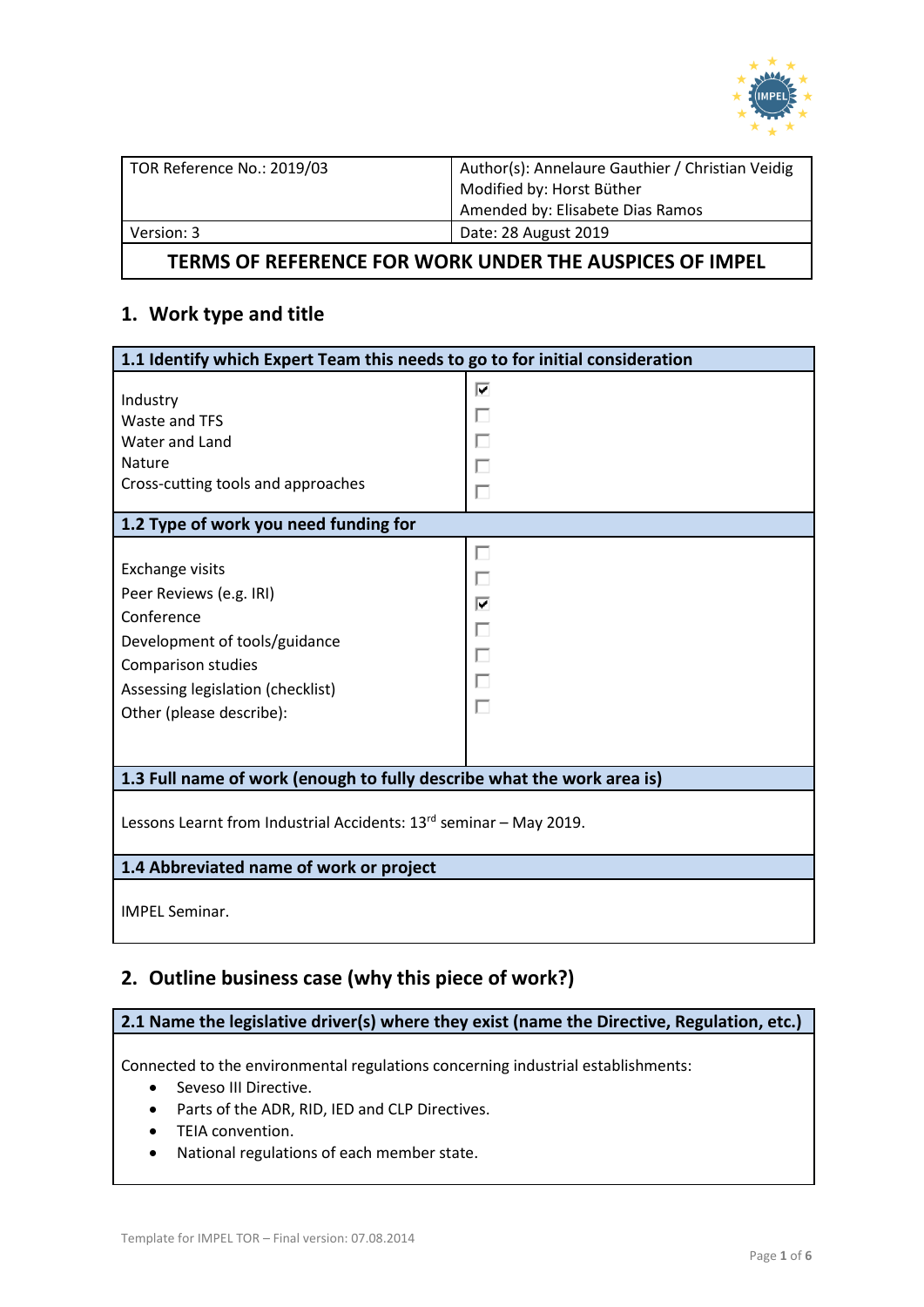| | |
|---|---|
| TOR Reference No.: 2019/03 | Author(s): Annelaure Gauthier / Christian Veidig<br>Modified by: Horst Büther<br>Amended by: Elisabete Dias Ramos |
| Version: 3 | Date: 28 August 2019 |

**TERMS OF REFERENCE FOR WORK UNDER THE AUSPICES OF IMPEL**

## 1. Work type and title

**1.1 Identify which Expert Team this needs to go to for initial consideration**

| | |
|---|---|
| Industry | ☑ |
| Waste and TFS | ☐ |
| Water and Land | ☐ |
| Nature | ☐ |
| Cross-cutting tools and approaches | ☐ |

**1.2 Type of work you need funding for**

| | |
|---|---|
| Exchange visits | ☐ |
| Peer Reviews (e.g. IRI) | ☐ |
| Conference | ☑ |
| Development of tools/guidance | ☐ |
| Comparison studies | ☐ |
| Assessing legislation (checklist) | ☐ |
| Other (please describe): | ☐ |

**1.3 Full name of work (enough to fully describe what the work area is)**

Lessons Learnt from Industrial Accidents: 13rd seminar – May 2019.

**1.4 Abbreviated name of work or project**

IMPEL Seminar.

## 2. Outline business case (why this piece of work?)

**2.1 Name the legislative driver(s) where they exist (name the Directive, Regulation, etc.)**

Connected to the environmental regulations concerning industrial establishments:

- Seveso III Directive.
- Parts of the ADR, RID, IED and CLP Directives.
- TEIA convention.
- National regulations of each member state.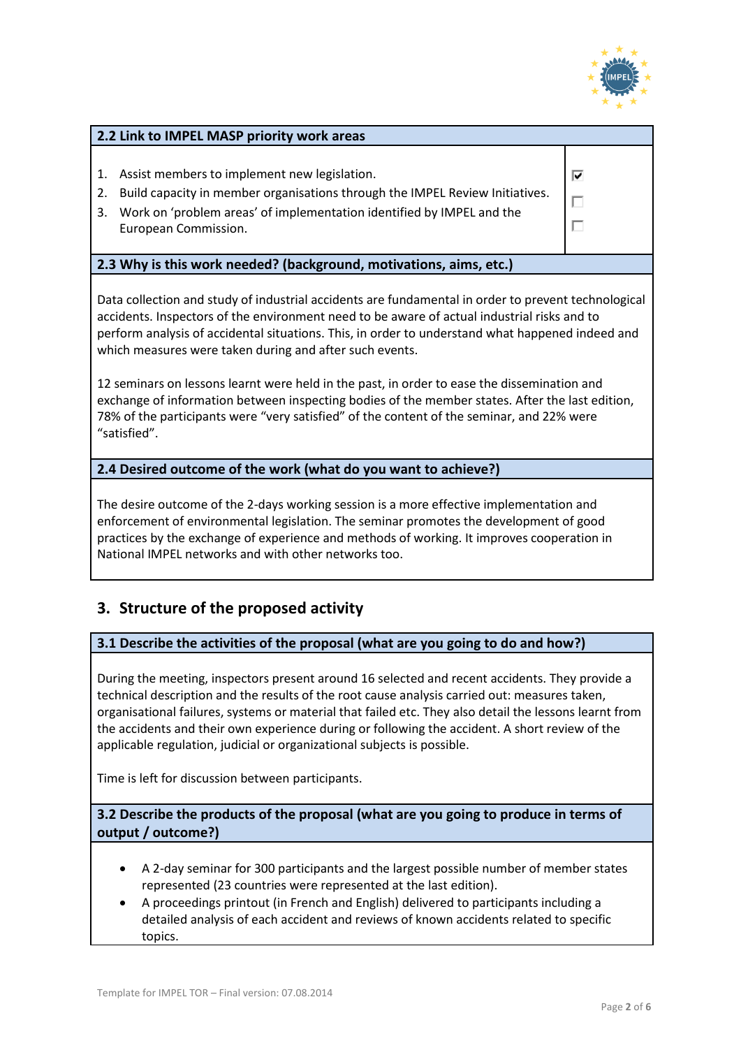### 2.2 Link to IMPEL MASP priority work areas

| | |
|---|---|
| 1. Assist members to implement new legislation. | ☑ |
| 2. Build capacity in member organisations through the IMPEL Review Initiatives. | ☐ |
| 3. Work on 'problem areas' of implementation identified by IMPEL and the European Commission. | ☐ |

### 2.3 Why is this work needed? (background, motivations, aims, etc.)

Data collection and study of industrial accidents are fundamental in order to prevent technological accidents. Inspectors of the environment need to be aware of actual industrial risks and to perform analysis of accidental situations. This, in order to understand what happened indeed and which measures were taken during and after such events.

12 seminars on lessons learnt were held in the past, in order to ease the dissemination and exchange of information between inspecting bodies of the member states. After the last edition, 78% of the participants were "very satisfied" of the content of the seminar, and 22% were "satisfied".

### 2.4 Desired outcome of the work (what do you want to achieve?)

The desire outcome of the 2-days working session is a more effective implementation and enforcement of environmental legislation. The seminar promotes the development of good practices by the exchange of experience and methods of working. It improves cooperation in National IMPEL networks and with other networks too.

## 3. Structure of the proposed activity

### 3.1 Describe the activities of the proposal (what are you going to do and how?)

During the meeting, inspectors present around 16 selected and recent accidents. They provide a technical description and the results of the root cause analysis carried out: measures taken, organisational failures, systems or material that failed etc. They also detail the lessons learnt from the accidents and their own experience during or following the accident. A short review of the applicable regulation, judicial or organizational subjects is possible.

Time is left for discussion between participants.

### 3.2 Describe the products of the proposal (what are you going to produce in terms of output / outcome?)

- A 2-day seminar for 300 participants and the largest possible number of member states represented (23 countries were represented at the last edition).
- A proceedings printout (in French and English) delivered to participants including a detailed analysis of each accident and reviews of known accidents related to specific topics.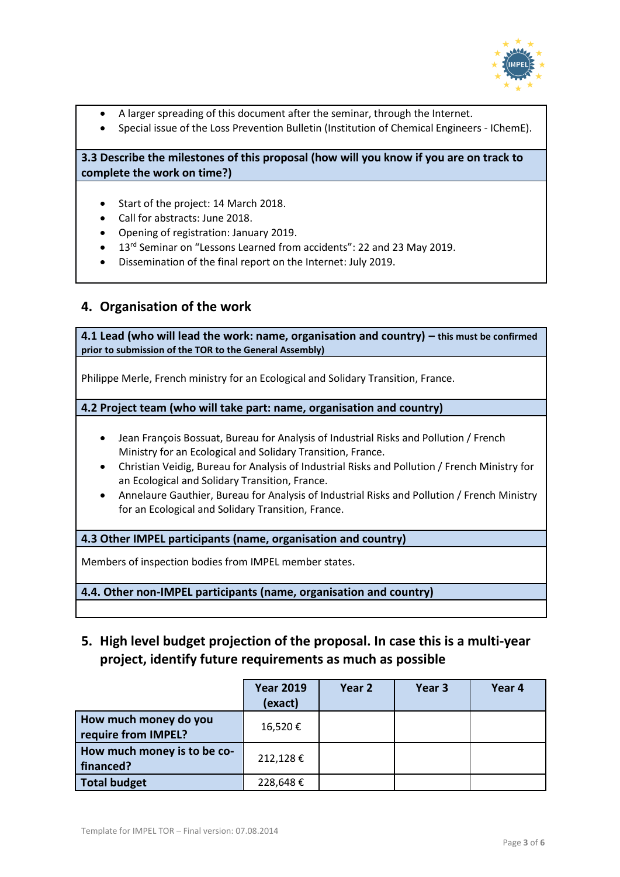- A larger spreading of this document after the seminar, through the Internet.
- Special issue of the Loss Prevention Bulletin (Institution of Chemical Engineers - IChemE).

**3.3 Describe the milestones of this proposal (how will you know if you are on track to complete the work on time?)**

- Start of the project: 14 March 2018.
- Call for abstracts: June 2018.
- Opening of registration: January 2019.
- 13rd Seminar on "Lessons Learned from accidents": 22 and 23 May 2019.
- Dissemination of the final report on the Internet: July 2019.

## 4. Organisation of the work

**4.1 Lead (who will lead the work: name, organisation and country) – this must be confirmed prior to submission of the TOR to the General Assembly)**

Philippe Merle, French ministry for an Ecological and Solidary Transition, France.

**4.2 Project team (who will take part: name, organisation and country)**

- Jean François Bossuat, Bureau for Analysis of Industrial Risks and Pollution / French Ministry for an Ecological and Solidary Transition, France.
- Christian Veidig, Bureau for Analysis of Industrial Risks and Pollution / French Ministry for an Ecological and Solidary Transition, France.
- Annelaure Gauthier, Bureau for Analysis of Industrial Risks and Pollution / French Ministry for an Ecological and Solidary Transition, France.

**4.3 Other IMPEL participants (name, organisation and country)**

Members of inspection bodies from IMPEL member states.

**4.4. Other non-IMPEL participants (name, organisation and country)**

## 5. High level budget projection of the proposal. In case this is a multi-year project, identify future requirements as much as possible

| | Year 2019 (exact) | Year 2 | Year 3 | Year 4 |
|---|---|---|---|---|
| **How much money do you require from IMPEL?** | 16,520 € | | | |
| **How much money is to be co-financed?** | 212,128 € | | | |
| **Total budget** | 228,648 € | | | |

Template for IMPEL TOR – Final version: 07.08.2014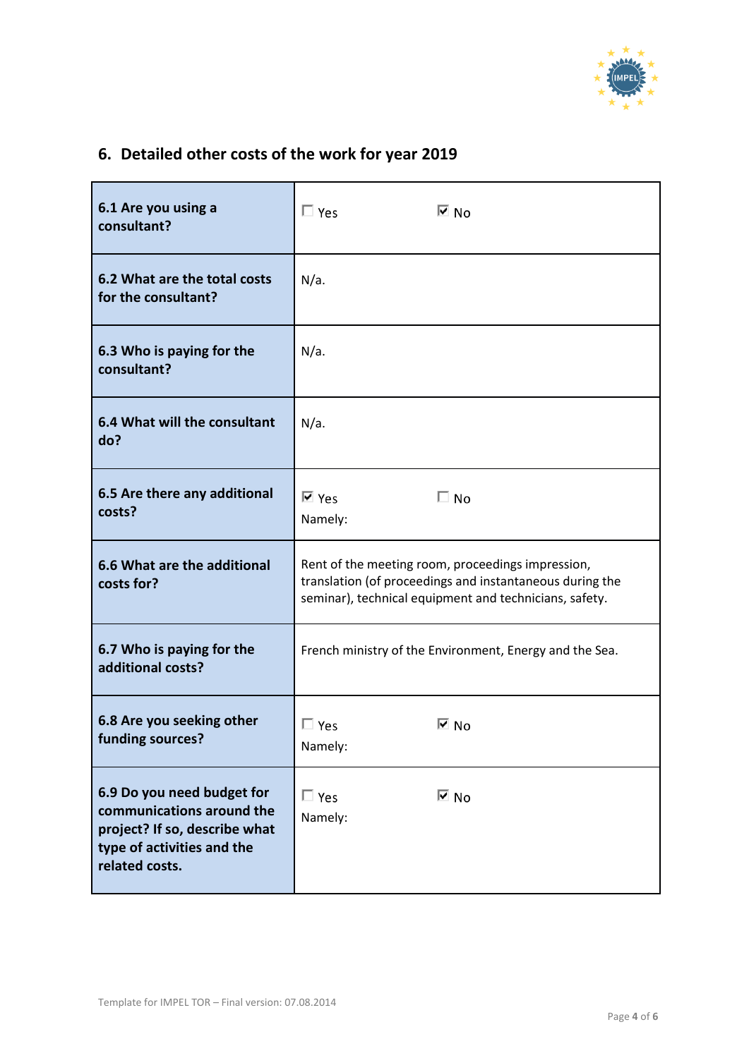## 6. Detailed other costs of the work for year 2019

| | |
|---|---|
| **6.1 Are you using a consultant?** | ☐ Yes ☑ No |
| **6.2 What are the total costs for the consultant?** | N/a. |
| **6.3 Who is paying for the consultant?** | N/a. |
| **6.4 What will the consultant do?** | N/a. |
| **6.5 Are there any additional costs?** | ☑ Yes ☐ No<br>Namely: |
| **6.6 What are the additional costs for?** | Rent of the meeting room, proceedings impression, translation (of proceedings and instantaneous during the seminar), technical equipment and technicians, safety. |
| **6.7 Who is paying for the additional costs?** | French ministry of the Environment, Energy and the Sea. |
| **6.8 Are you seeking other funding sources?** | ☐ Yes ☑ No<br>Namely: |
| **6.9 Do you need budget for communications around the project? If so, describe what type of activities and the related costs.** | ☐ Yes ☑ No<br>Namely: |

Template for IMPEL TOR – Final version: 07.08.2014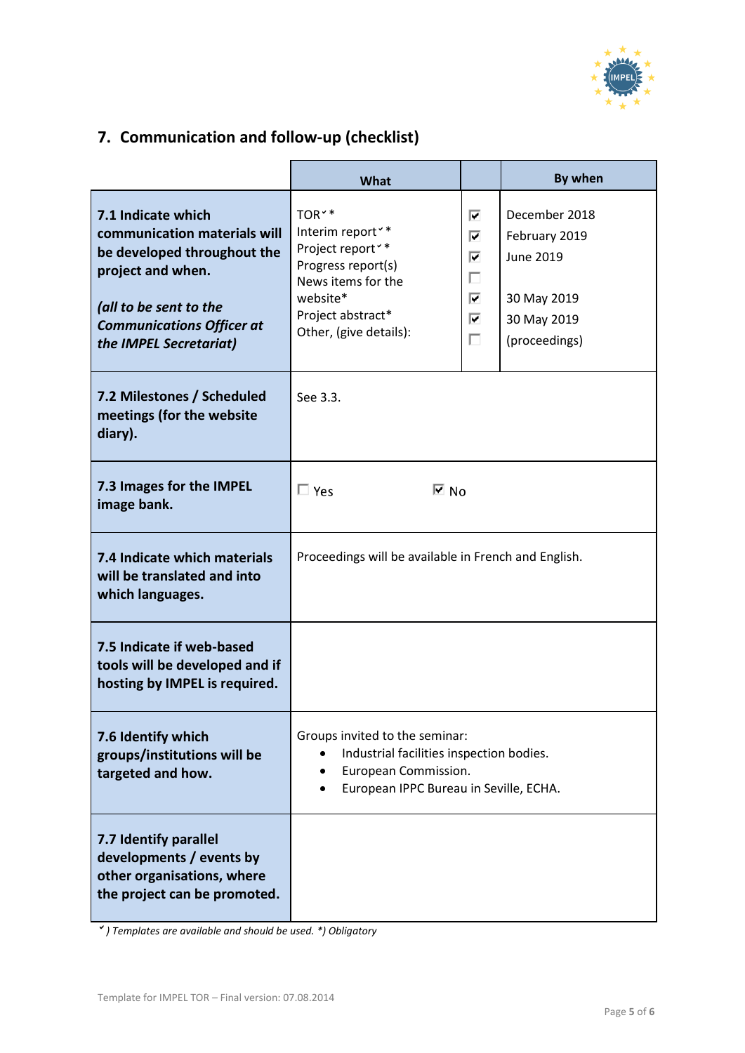## 7. Communication and follow-up (checklist)

| | What | | By when |
|---|---|---|---|
| **7.1 Indicate which communication materials will be developed throughout the project and when.**<br><br>***(all to be sent to the Communications Officer at the IMPEL Secretariat)*** | TOR✓*<br>Interim report✓*<br>Project report✓*<br>Progress report(s)<br>News items for the website*<br>Project abstract*<br>Other, (give details): | ☑<br>☑<br>☑<br>☐<br>☑<br>☑<br>☐ | December 2018<br>February 2019<br>June 2019<br><br>30 May 2019<br>30 May 2019<br>(proceedings) |
| **7.2 Milestones / Scheduled meetings (for the website diary).** | See 3.3. | | |
| **7.3 Images for the IMPEL image bank.** | ☐ Yes ☑ No | | |
| **7.4 Indicate which materials will be translated and into which languages.** | Proceedings will be available in French and English. | | |
| **7.5 Indicate if web-based tools will be developed and if hosting by IMPEL is required.** | | | |
| **7.6 Identify which groups/institutions will be targeted and how.** | Groups invited to the seminar:<br>• Industrial facilities inspection bodies.<br>• European Commission.<br>• European IPPC Bureau in Seville, ECHA. | | |
| **7.7 Identify parallel developments / events by other organisations, where the project can be promoted.** | | | |

*✓) Templates are available and should be used. *) Obligatory*

Template for IMPEL TOR – Final version: 07.08.2014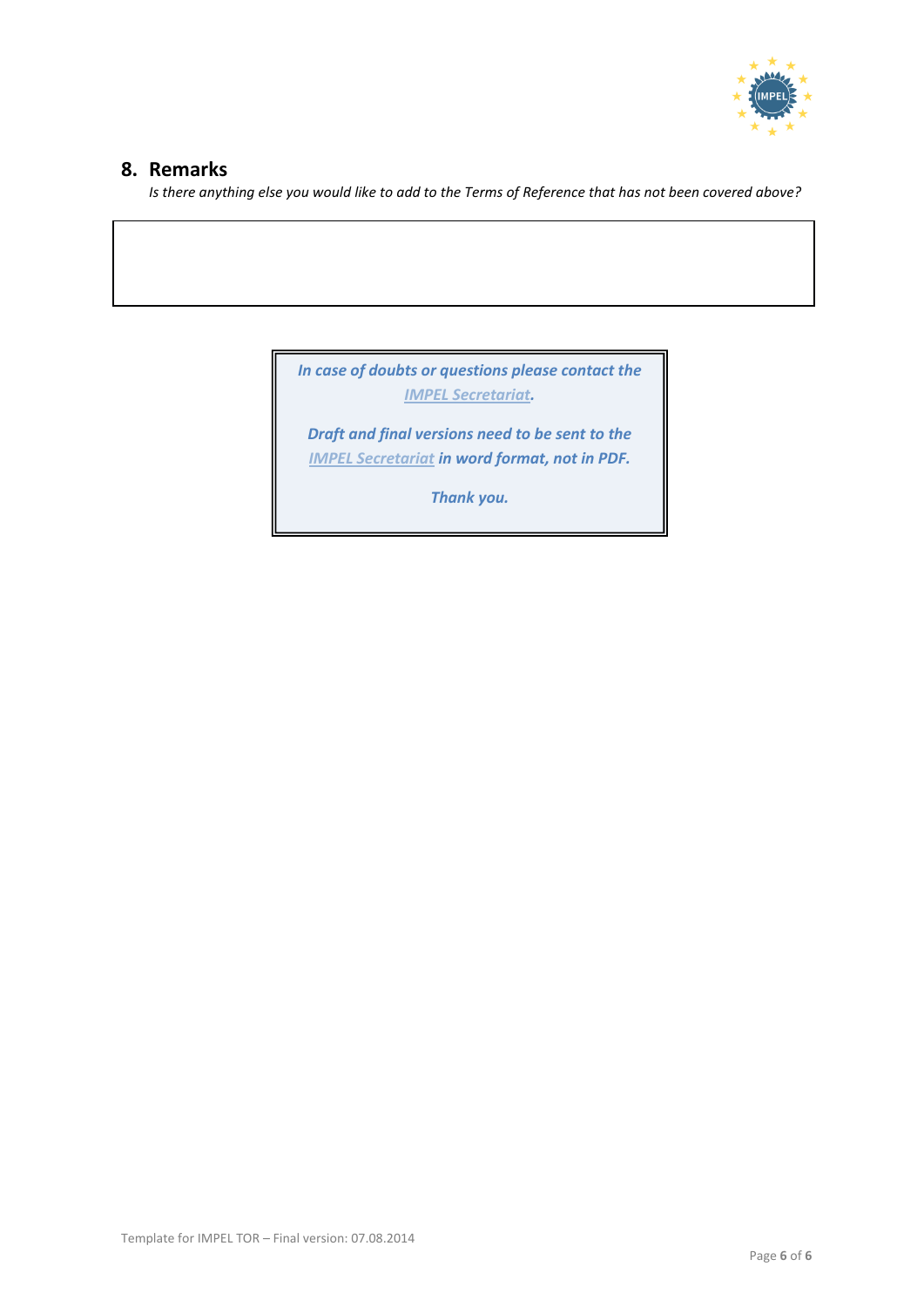## 8. Remarks

*Is there anything else you would like to add to the Terms of Reference that has not been covered above?*

| |
|---|
| |

***In case of doubts or questions please contact the IMPEL Secretariat.***

***Draft and final versions need to be sent to the IMPEL Secretariat in word format, not in PDF.***

***Thank you.***

Template for IMPEL TOR – Final version: 07.08.2014